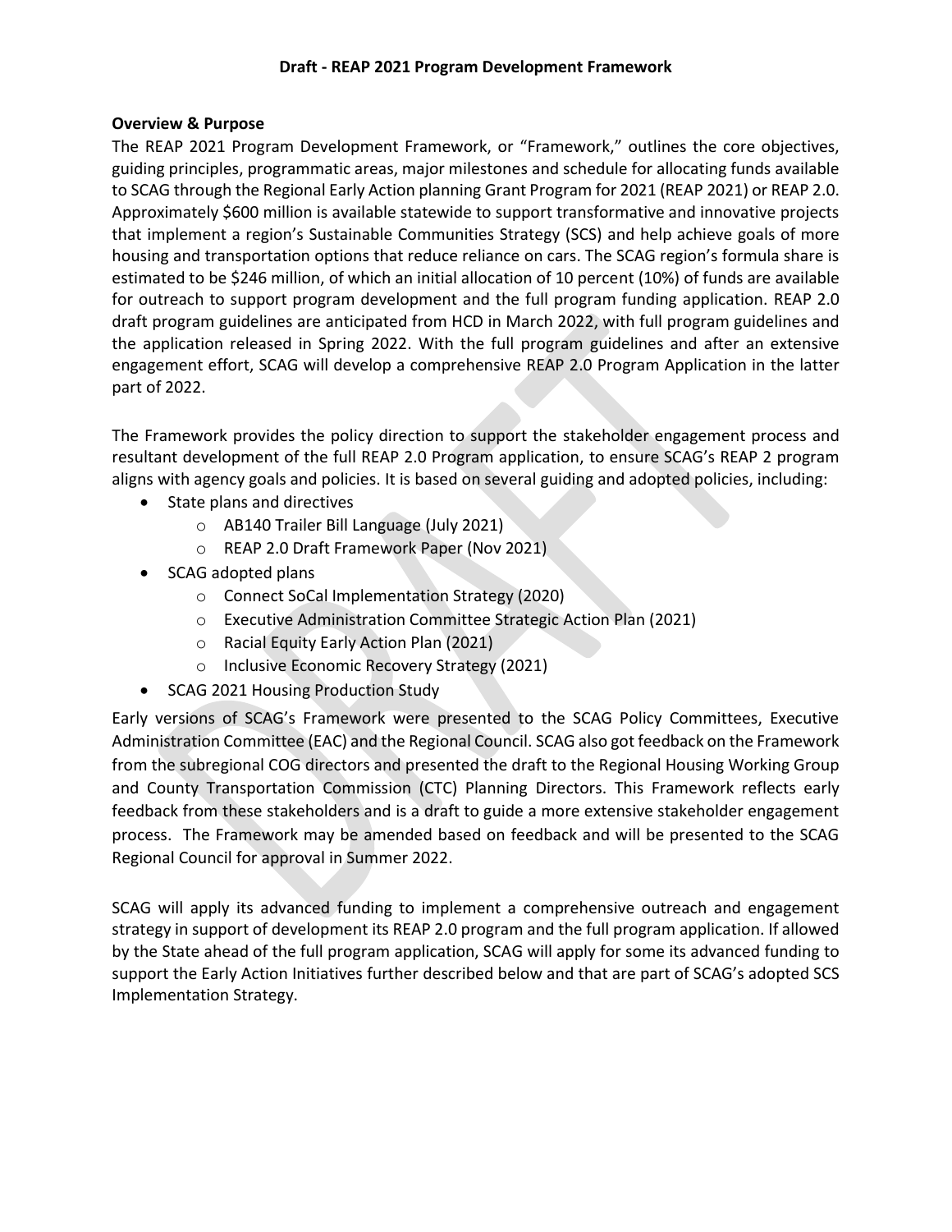# Draft - REAP 2021 Program Development Framework

**Overview & Purpose**

The REAP 2021 Program Development Framework, or "Framework," outlines the core objectives, guiding principles, programmatic areas, major milestones and schedule for allocating funds available to SCAG through the Regional Early Action planning Grant Program for 2021 (REAP 2021) or REAP 2.0. Approximately $600 million is available statewide to support transformative and innovative projects that implement a region's Sustainable Communities Strategy (SCS) and help achieve goals of more housing and transportation options that reduce reliance on cars. The SCAG region's formula share is estimated to be $246 million, of which an initial allocation of 10 percent (10%) of funds are available for outreach to support program development and the full program funding application. REAP 2.0 draft program guidelines are anticipated from HCD in March 2022, with full program guidelines and the application released in Spring 2022. With the full program guidelines and after an extensive engagement effort, SCAG will develop a comprehensive REAP 2.0 Program Application in the latter part of 2022.

The Framework provides the policy direction to support the stakeholder engagement process and resultant development of the full REAP 2.0 Program application, to ensure SCAG's REAP 2 program aligns with agency goals and policies. It is based on several guiding and adopted policies, including:

- State plans and directives
  - AB140 Trailer Bill Language (July 2021)
  - REAP 2.0 Draft Framework Paper (Nov 2021)
- SCAG adopted plans
  - Connect SoCal Implementation Strategy (2020)
  - Executive Administration Committee Strategic Action Plan (2021)
  - Racial Equity Early Action Plan (2021)
  - Inclusive Economic Recovery Strategy (2021)
- SCAG 2021 Housing Production Study

Early versions of SCAG's Framework were presented to the SCAG Policy Committees, Executive Administration Committee (EAC) and the Regional Council. SCAG also got feedback on the Framework from the subregional COG directors and presented the draft to the Regional Housing Working Group and County Transportation Commission (CTC) Planning Directors. This Framework reflects early feedback from these stakeholders and is a draft to guide a more extensive stakeholder engagement process. The Framework may be amended based on feedback and will be presented to the SCAG Regional Council for approval in Summer 2022.

SCAG will apply its advanced funding to implement a comprehensive outreach and engagement strategy in support of development its REAP 2.0 program and the full program application. If allowed by the State ahead of the full program application, SCAG will apply for some its advanced funding to support the Early Action Initiatives further described below and that are part of SCAG's adopted SCS Implementation Strategy.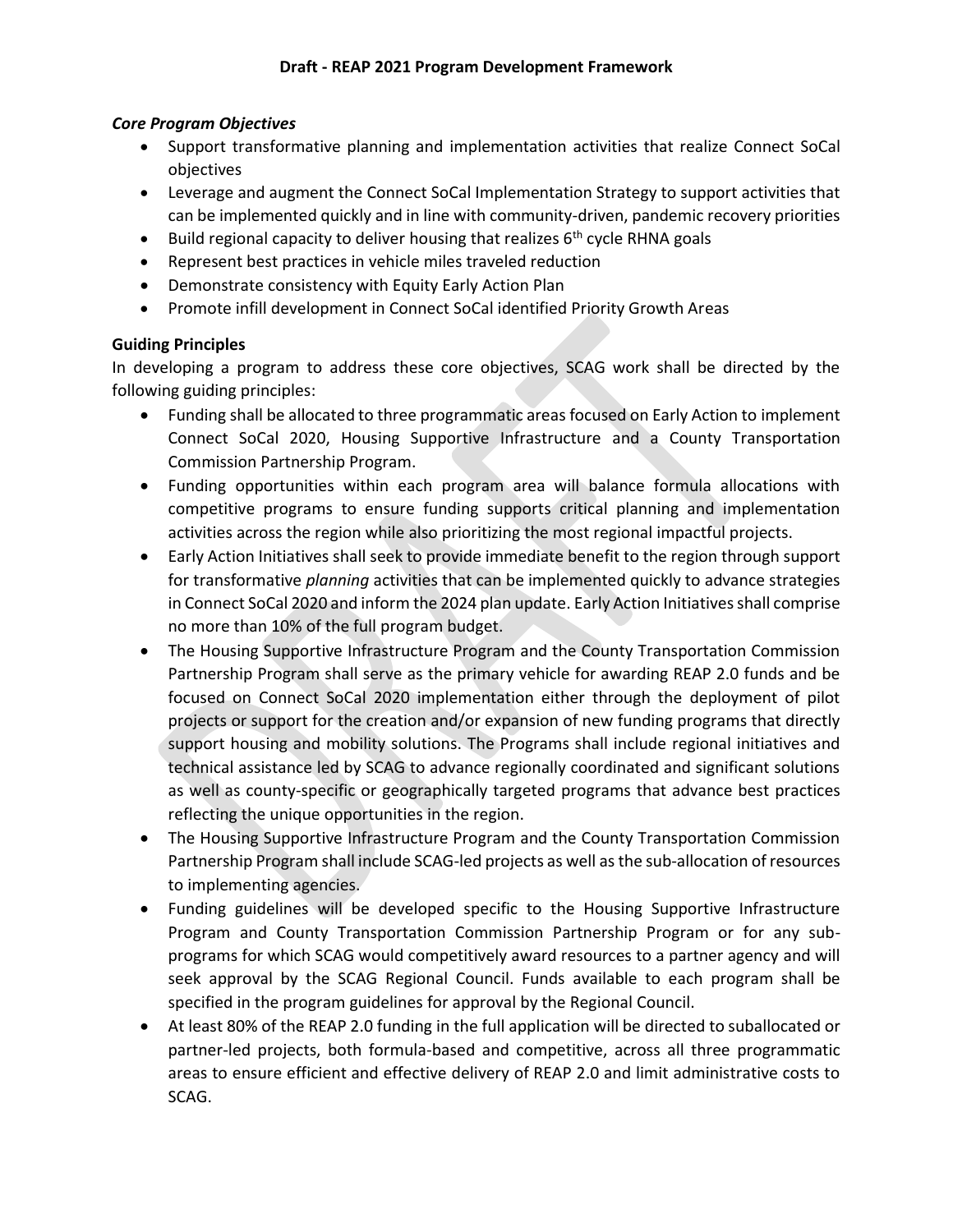## Draft - REAP 2021 Program Development Framework

### *Core Program Objectives*

- Support transformative planning and implementation activities that realize Connect SoCal objectives
- Leverage and augment the Connect SoCal Implementation Strategy to support activities that can be implemented quickly and in line with community-driven, pandemic recovery priorities
- Build regional capacity to deliver housing that realizes 6th cycle RHNA goals
- Represent best practices in vehicle miles traveled reduction
- Demonstrate consistency with Equity Early Action Plan
- Promote infill development in Connect SoCal identified Priority Growth Areas

### Guiding Principles

In developing a program to address these core objectives, SCAG work shall be directed by the following guiding principles:

- Funding shall be allocated to three programmatic areas focused on Early Action to implement Connect SoCal 2020, Housing Supportive Infrastructure and a County Transportation Commission Partnership Program.
- Funding opportunities within each program area will balance formula allocations with competitive programs to ensure funding supports critical planning and implementation activities across the region while also prioritizing the most regional impactful projects.
- Early Action Initiatives shall seek to provide immediate benefit to the region through support for transformative *planning* activities that can be implemented quickly to advance strategies in Connect SoCal 2020 and inform the 2024 plan update. Early Action Initiatives shall comprise no more than 10% of the full program budget.
- The Housing Supportive Infrastructure Program and the County Transportation Commission Partnership Program shall serve as the primary vehicle for awarding REAP 2.0 funds and be focused on Connect SoCal 2020 implementation either through the deployment of pilot projects or support for the creation and/or expansion of new funding programs that directly support housing and mobility solutions. The Programs shall include regional initiatives and technical assistance led by SCAG to advance regionally coordinated and significant solutions as well as county-specific or geographically targeted programs that advance best practices reflecting the unique opportunities in the region.
- The Housing Supportive Infrastructure Program and the County Transportation Commission Partnership Program shall include SCAG-led projects as well as the sub-allocation of resources to implementing agencies.
- Funding guidelines will be developed specific to the Housing Supportive Infrastructure Program and County Transportation Commission Partnership Program or for any sub-programs for which SCAG would competitively award resources to a partner agency and will seek approval by the SCAG Regional Council. Funds available to each program shall be specified in the program guidelines for approval by the Regional Council.
- At least 80% of the REAP 2.0 funding in the full application will be directed to suballocated or partner-led projects, both formula-based and competitive, across all three programmatic areas to ensure efficient and effective delivery of REAP 2.0 and limit administrative costs to SCAG.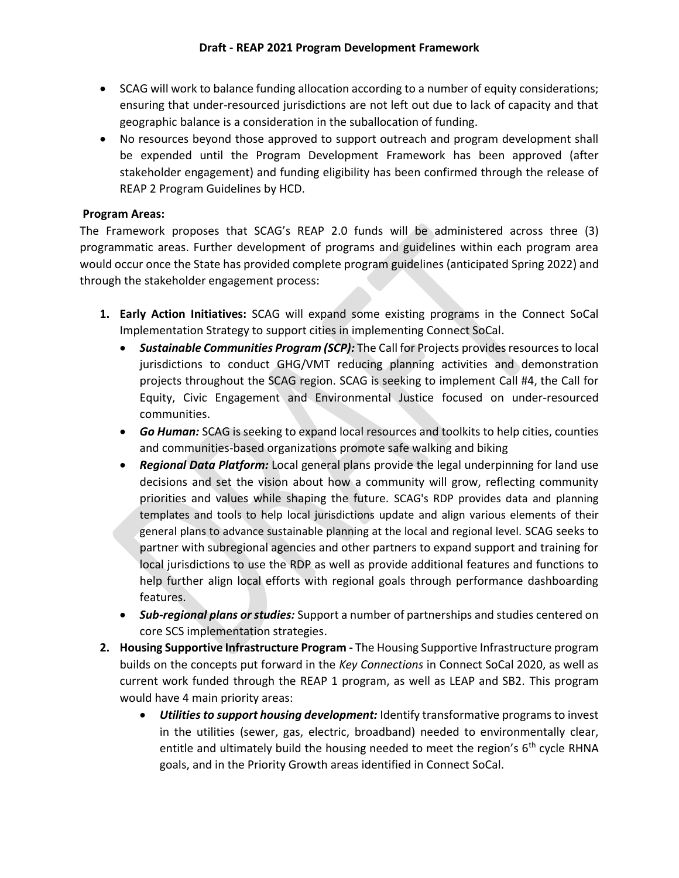- SCAG will work to balance funding allocation according to a number of equity considerations; ensuring that under-resourced jurisdictions are not left out due to lack of capacity and that geographic balance is a consideration in the suballocation of funding.
- No resources beyond those approved to support outreach and program development shall be expended until the Program Development Framework has been approved (after stakeholder engagement) and funding eligibility has been confirmed through the release of REAP 2 Program Guidelines by HCD.

**Program Areas:**

The Framework proposes that SCAG's REAP 2.0 funds will be administered across three (3) programmatic areas. Further development of programs and guidelines within each program area would occur once the State has provided complete program guidelines (anticipated Spring 2022) and through the stakeholder engagement process:

1. **Early Action Initiatives:** SCAG will expand some existing programs in the Connect SoCal Implementation Strategy to support cities in implementing Connect SoCal.
   - ***Sustainable Communities Program (SCP):*** The Call for Projects provides resources to local jurisdictions to conduct GHG/VMT reducing planning activities and demonstration projects throughout the SCAG region. SCAG is seeking to implement Call #4, the Call for Equity, Civic Engagement and Environmental Justice focused on under-resourced communities.
   - ***Go Human:*** SCAG is seeking to expand local resources and toolkits to help cities, counties and communities-based organizations promote safe walking and biking
   - ***Regional Data Platform:*** Local general plans provide the legal underpinning for land use decisions and set the vision about how a community will grow, reflecting community priorities and values while shaping the future. SCAG's RDP provides data and planning templates and tools to help local jurisdictions update and align various elements of their general plans to advance sustainable planning at the local and regional level. SCAG seeks to partner with subregional agencies and other partners to expand support and training for local jurisdictions to use the RDP as well as provide additional features and functions to help further align local efforts with regional goals through performance dashboarding features.
   - ***Sub-regional plans or studies:*** Support a number of partnerships and studies centered on core SCS implementation strategies.
2. **Housing Supportive Infrastructure Program -** The Housing Supportive Infrastructure program builds on the concepts put forward in the *Key Connections* in Connect SoCal 2020, as well as current work funded through the REAP 1 program, as well as LEAP and SB2. This program would have 4 main priority areas:
   - ***Utilities to support housing development:*** Identify transformative programs to invest in the utilities (sewer, gas, electric, broadband) needed to environmentally clear, entitle and ultimately build the housing needed to meet the region's 6th cycle RHNA goals, and in the Priority Growth areas identified in Connect SoCal.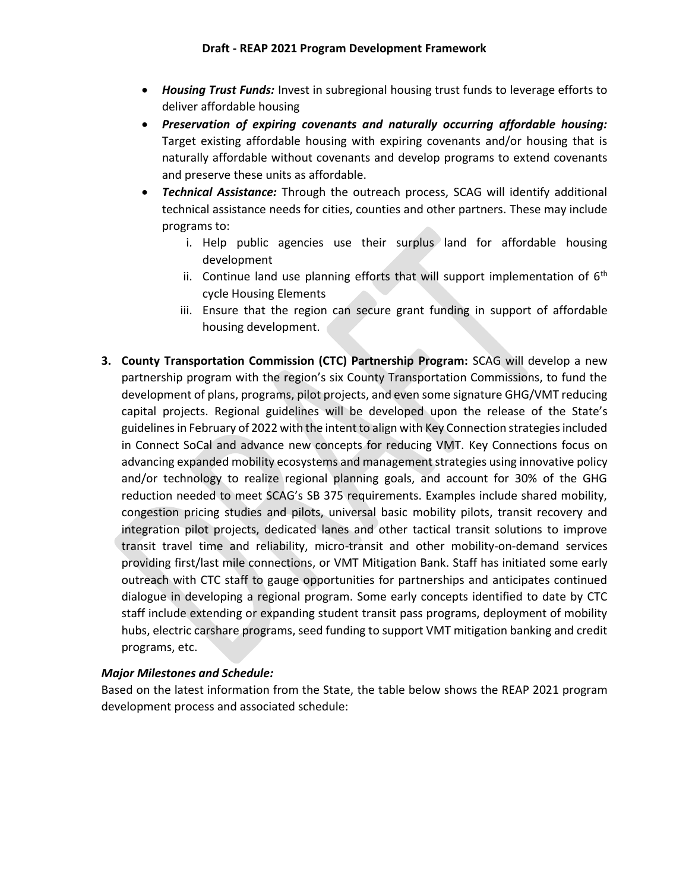- ***Housing Trust Funds:*** Invest in subregional housing trust funds to leverage efforts to deliver affordable housing
- ***Preservation of expiring covenants and naturally occurring affordable housing:*** Target existing affordable housing with expiring covenants and/or housing that is naturally affordable without covenants and develop programs to extend covenants and preserve these units as affordable.
- ***Technical Assistance:*** Through the outreach process, SCAG will identify additional technical assistance needs for cities, counties and other partners. These may include programs to:
    i. Help public agencies use their surplus land for affordable housing development
    ii. Continue land use planning efforts that will support implementation of 6th cycle Housing Elements
    iii. Ensure that the region can secure grant funding in support of affordable housing development.

3. **County Transportation Commission (CTC) Partnership Program:** SCAG will develop a new partnership program with the region's six County Transportation Commissions, to fund the development of plans, programs, pilot projects, and even some signature GHG/VMT reducing capital projects. Regional guidelines will be developed upon the release of the State's guidelines in February of 2022 with the intent to align with Key Connection strategies included in Connect SoCal and advance new concepts for reducing VMT. Key Connections focus on advancing expanded mobility ecosystems and management strategies using innovative policy and/or technology to realize regional planning goals, and account for 30% of the GHG reduction needed to meet SCAG's SB 375 requirements. Examples include shared mobility, congestion pricing studies and pilots, universal basic mobility pilots, transit recovery and integration pilot projects, dedicated lanes and other tactical transit solutions to improve transit travel time and reliability, micro-transit and other mobility-on-demand services providing first/last mile connections, or VMT Mitigation Bank. Staff has initiated some early outreach with CTC staff to gauge opportunities for partnerships and anticipates continued dialogue in developing a regional program. Some early concepts identified to date by CTC staff include extending or expanding student transit pass programs, deployment of mobility hubs, electric carshare programs, seed funding to support VMT mitigation banking and credit programs, etc.

***Major Milestones and Schedule:***

Based on the latest information from the State, the table below shows the REAP 2021 program development process and associated schedule: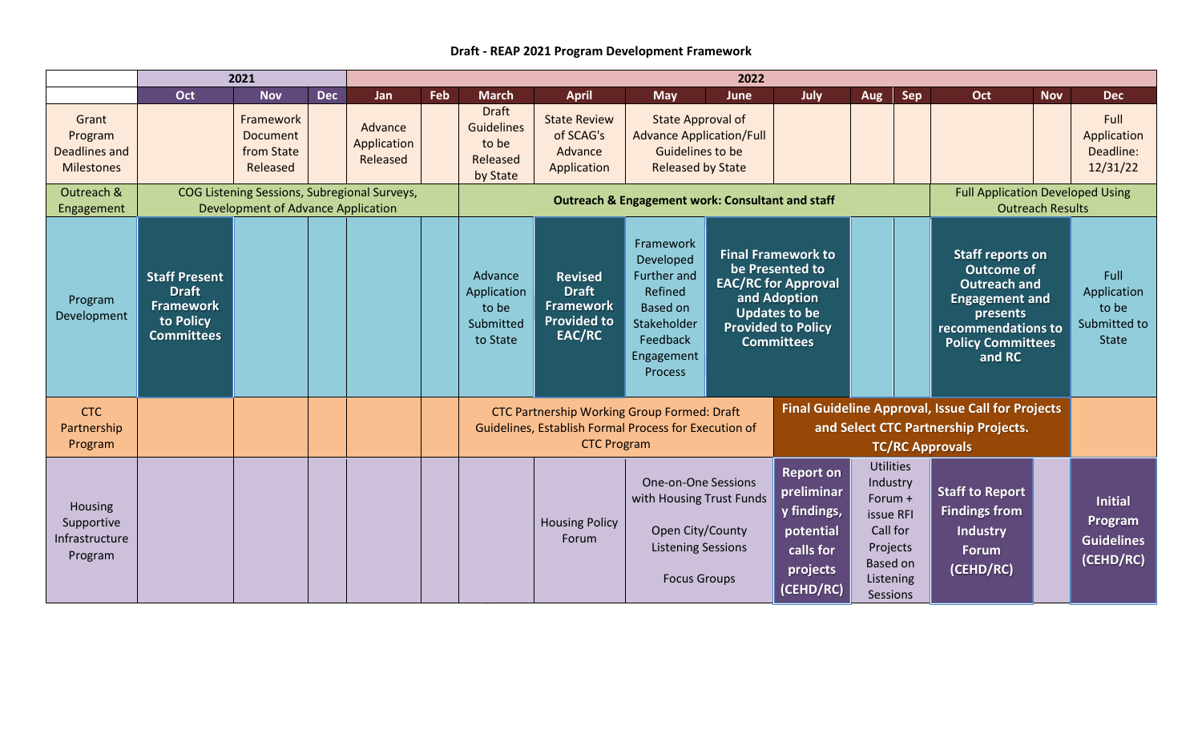**Draft - REAP 2021 Program Development Framework**

| | 2021 | | | 2022 | | | | | | | | | | | |
|---|---|---|---|---|---|---|---|---|---|---|---|---|---|---|---|
| | Oct | Nov | Dec | Jan | Feb | March | April | May | June | July | Aug | Sep | Oct | Nov | Dec |
| Grant Program Deadlines and Milestones | | Framework Document from State Released | | Advance Application Released | | Draft Guidelines to be Released by State | State Review of SCAG's Advance Application | State Approval of Advance Application/Full Guidelines to be Released by State | | | | | | | Full Application Deadline: 12/31/22 |
| Outreach & Engagement | COG Listening Sessions, Subregional Surveys, Development of Advance Application | | | | | Outreach & Engagement work: Consultant and staff | | | | | | | Full Application Developed Using Outreach Results | | |
| Program Development | **Staff Present Draft Framework to Policy Committees** | | | | | Advance Application to be Submitted to State | **Revised Draft Framework Provided to EAC/RC** | Framework Developed Further and Refined Based on Stakeholder Feedback Engagement Process | **Final Framework to be Presented to EAC/RC for Approval and Adoption Updates to be Provided to Policy Committees** | | | | **Staff reports on Outcome of Outreach and Engagement and presents recommendations to Policy Committees and RC** | | Full Application to be Submitted to State |
| CTC Partnership Program | | | | | | CTC Partnership Working Group Formed: Draft Guidelines, Establish Formal Process for Execution of CTC Program | | | | **Final Guideline Approval, Issue Call for Projects and Select CTC Partnership Projects. TC/RC Approvals** | | | | | |
| Housing Supportive Infrastructure Program | | | | | | | Housing Policy Forum | One-on-One Sessions with Housing Trust Funds<br><br>Open City/County Listening Sessions<br><br>Focus Groups | | **Report on preliminary findings, potential calls for projects (CEHD/RC)** | Utilities Industry Forum + issue RFI Call for Projects Based on Listening Sessions | | **Staff to Report Findings from Industry Forum (CEHD/RC)** | | **Initial Program Guidelines (CEHD/RC)** |